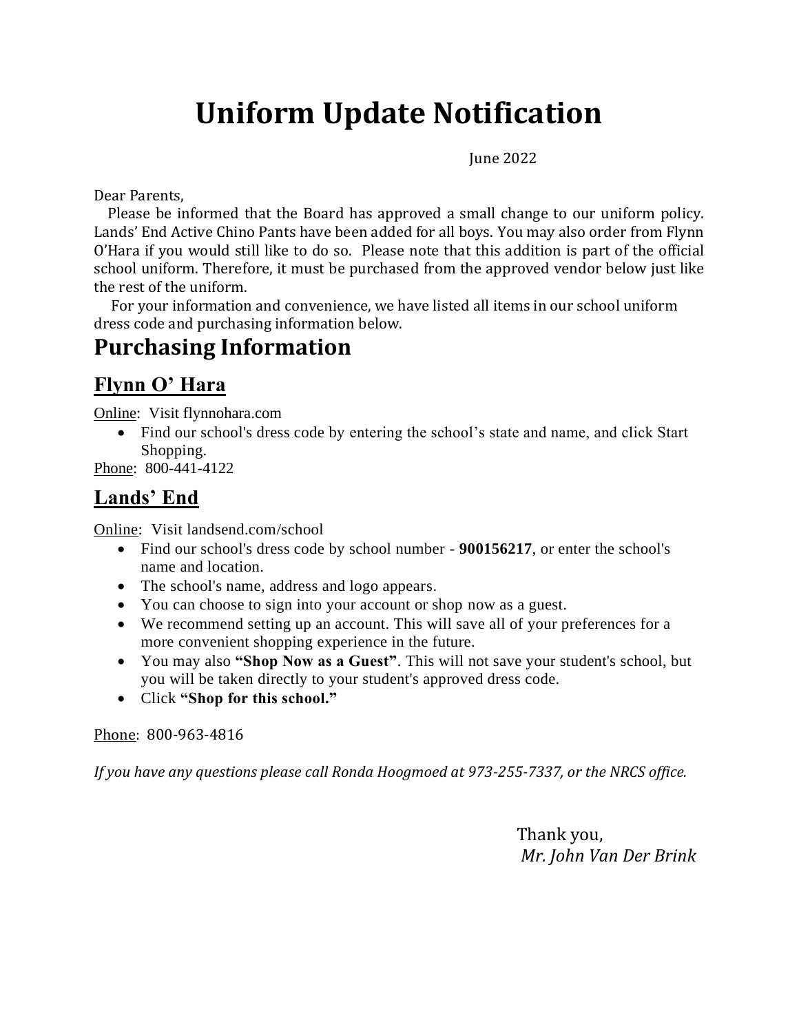# Uniform Update Notification

June 2022

Dear Parents,

Please be informed that the Board has approved a small change to our uniform policy. Lands' End Active Chino Pants have been added for all boys. You may also order from Flynn O'Hara if you would still like to do so. Please note that this addition is part of the official school uniform. Therefore, it must be purchased from the approved vendor below just like the rest of the uniform.

For your information and convenience, we have listed all items in our school uniform dress code and purchasing information below.

# Purchasing Information

## Flynn O' Hara

Online: Visit flynnohara.com

- Find our school's dress code by entering the school's state and name, and click Start Shopping.

Phone: 800-441-4122

## Lands' End

Online: Visit landsend.com/school

- Find our school's dress code by school number - **900156217**, or enter the school's name and location.
- The school's name, address and logo appears.
- You can choose to sign into your account or shop now as a guest.
- We recommend setting up an account. This will save all of your preferences for a more convenient shopping experience in the future.
- You may also **"Shop Now as a Guest"**. This will not save your student's school, but you will be taken directly to your student's approved dress code.
- Click **"Shop for this school."**

Phone: 800-963-4816

*If you have any questions please call Ronda Hoogmoed at 973-255-7337, or the NRCS office.*

Thank you,
*Mr. John Van Der Brink*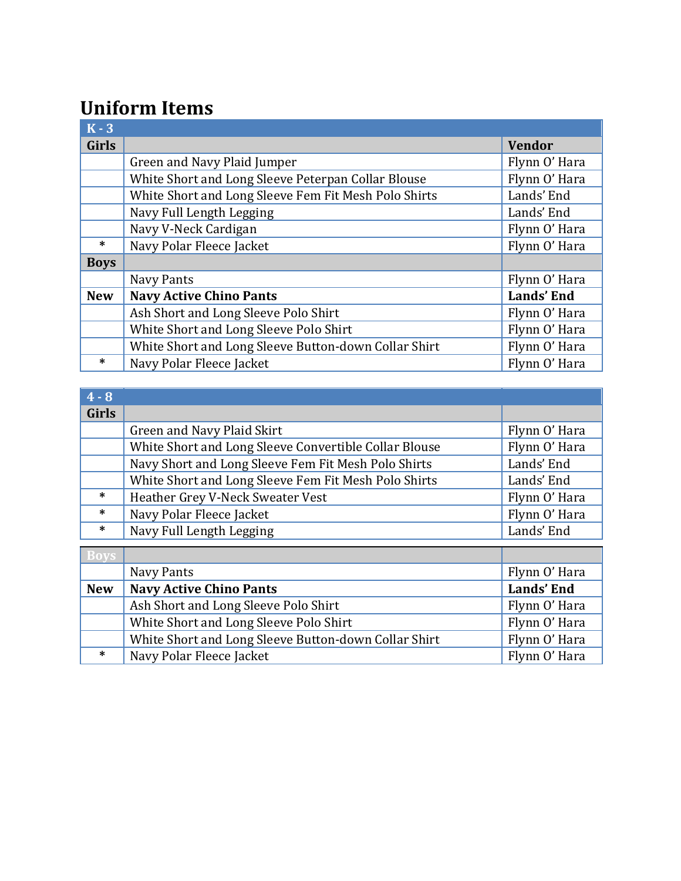# Uniform Items

| K - 3 | | |
|---|---|---|
| **Girls** | | **Vendor** |
| | Green and Navy Plaid Jumper | Flynn O' Hara |
| | White Short and Long Sleeve Peterpan Collar Blouse | Flynn O' Hara |
| | White Short and Long Sleeve Fem Fit Mesh Polo Shirts | Lands' End |
| | Navy Full Length Legging | Lands' End |
| | Navy V-Neck Cardigan | Flynn O' Hara |
| * | Navy Polar Fleece Jacket | Flynn O' Hara |
| **Boys** | | |
| | Navy Pants | Flynn O' Hara |
| **New** | **Navy Active Chino Pants** | **Lands' End** |
| | Ash Short and Long Sleeve Polo Shirt | Flynn O' Hara |
| | White Short and Long Sleeve Polo Shirt | Flynn O' Hara |
| | White Short and Long Sleeve Button-down Collar Shirt | Flynn O' Hara |
| * | Navy Polar Fleece Jacket | Flynn O' Hara |

| 4 - 8 | | |
|---|---|---|
| **Girls** | | |
| | Green and Navy Plaid Skirt | Flynn O' Hara |
| | White Short and Long Sleeve Convertible Collar Blouse | Flynn O' Hara |
| | Navy Short and Long Sleeve Fem Fit Mesh Polo Shirts | Lands' End |
| | White Short and Long Sleeve Fem Fit Mesh Polo Shirts | Lands' End |
| * | Heather Grey V-Neck Sweater Vest | Flynn O' Hara |
| * | Navy Polar Fleece Jacket | Flynn O' Hara |
| * | Navy Full Length Legging | Lands' End |
| **Boys** | | |
| | Navy Pants | Flynn O' Hara |
| **New** | **Navy Active Chino Pants** | **Lands' End** |
| | Ash Short and Long Sleeve Polo Shirt | Flynn O' Hara |
| | White Short and Long Sleeve Polo Shirt | Flynn O' Hara |
| | White Short and Long Sleeve Button-down Collar Shirt | Flynn O' Hara |
| * | Navy Polar Fleece Jacket | Flynn O' Hara |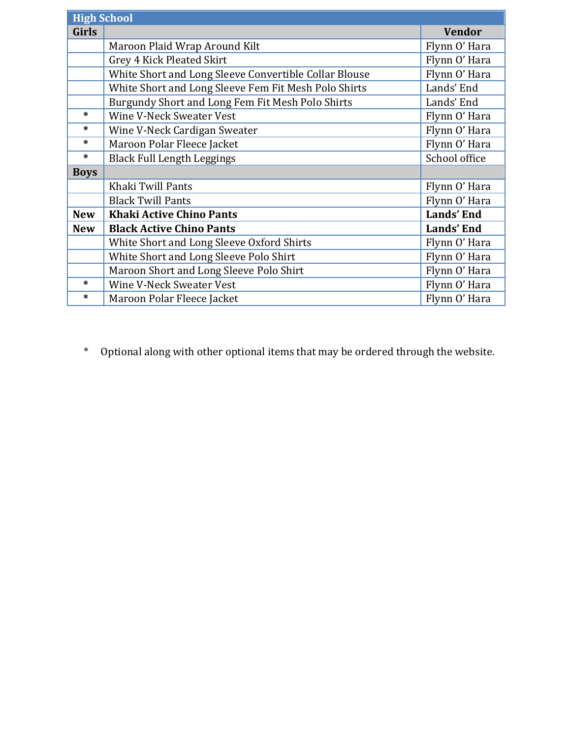| High School | | |
|---|---|---|
| **Girls** | | **Vendor** |
| | Maroon Plaid Wrap Around Kilt | Flynn O' Hara |
| | Grey 4 Kick Pleated Skirt | Flynn O' Hara |
| | White Short and Long Sleeve Convertible Collar Blouse | Flynn O' Hara |
| | White Short and Long Sleeve Fem Fit Mesh Polo Shirts | Lands' End |
| | Burgundy Short and Long Fem Fit Mesh Polo Shirts | Lands' End |
| * | Wine V-Neck Sweater Vest | Flynn O' Hara |
| * | Wine V-Neck Cardigan Sweater | Flynn O' Hara |
| * | Maroon Polar Fleece Jacket | Flynn O' Hara |
| * | Black Full Length Leggings | School office |
| **Boys** | | |
| | Khaki Twill Pants | Flynn O' Hara |
| | Black Twill Pants | Flynn O' Hara |
| **New** | **Khaki Active Chino Pants** | **Lands' End** |
| **New** | **Black Active Chino Pants** | **Lands' End** |
| | White Short and Long Sleeve Oxford Shirts | Flynn O' Hara |
| | White Short and Long Sleeve Polo Shirt | Flynn O' Hara |
| | Maroon Short and Long Sleeve Polo Shirt | Flynn O' Hara |
| * | Wine V-Neck Sweater Vest | Flynn O' Hara |
| * | Maroon Polar Fleece Jacket | Flynn O' Hara |

* Optional along with other optional items that may be ordered through the website.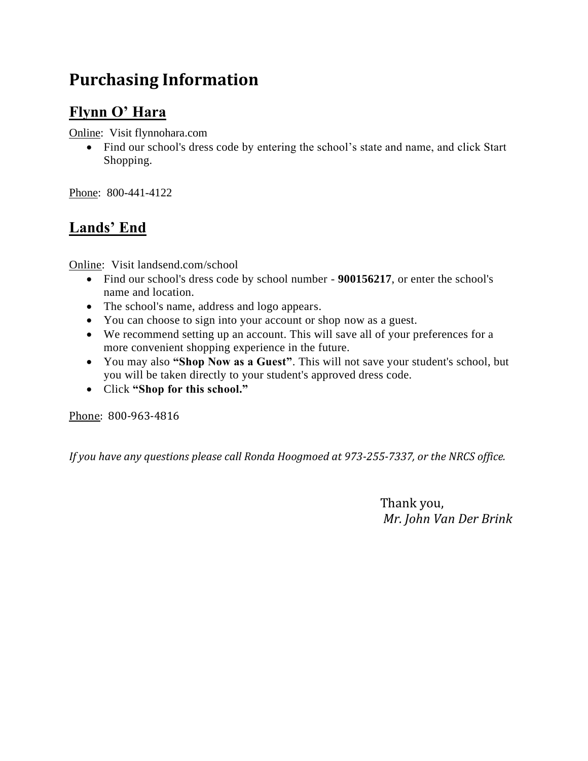# Purchasing Information

## Flynn O' Hara

Online: Visit flynnohara.com

- Find our school's dress code by entering the school's state and name, and click Start Shopping.

Phone: 800-441-4122

## Lands' End

Online: Visit landsend.com/school

- Find our school's dress code by school number - **900156217**, or enter the school's name and location.
- The school's name, address and logo appears.
- You can choose to sign into your account or shop now as a guest.
- We recommend setting up an account. This will save all of your preferences for a more convenient shopping experience in the future.
- You may also **"Shop Now as a Guest"**. This will not save your student's school, but you will be taken directly to your student's approved dress code.
- Click **"Shop for this school."**

Phone: 800-963-4816

*If you have any questions please call Ronda Hoogmoed at 973-255-7337, or the NRCS office.*

Thank you,
*Mr. John Van Der Brink*